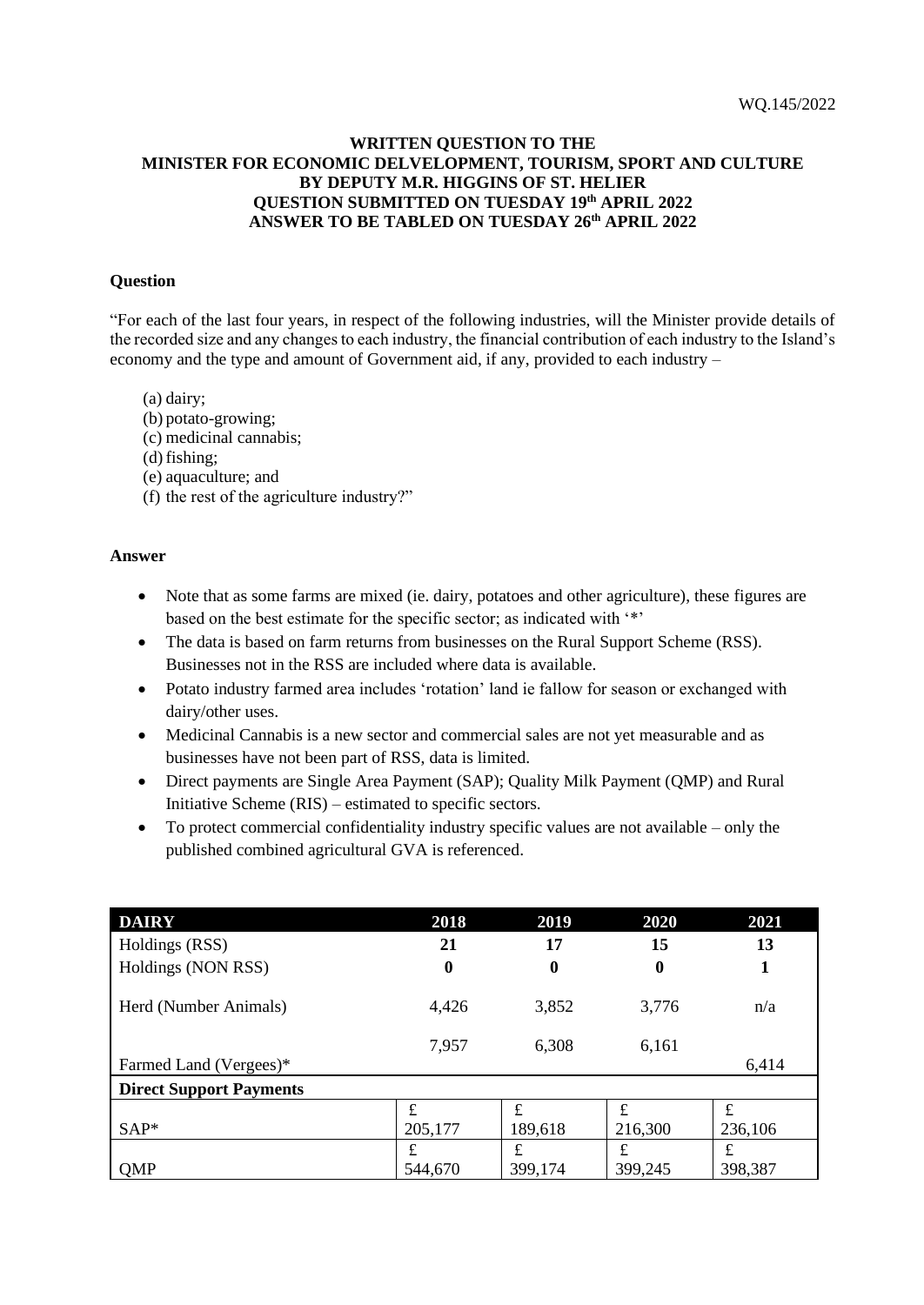WQ.145/2022

**WRITTEN QUESTION TO THE MINISTER FOR ECONOMIC DELVELOPMENT, TOURISM, SPORT AND CULTURE BY DEPUTY M.R. HIGGINS OF ST. HELIER QUESTION SUBMITTED ON TUESDAY 19th APRIL 2022 ANSWER TO BE TABLED ON TUESDAY 26th APRIL 2022**

**Question**

"For each of the last four years, in respect of the following industries, will the Minister provide details of the recorded size and any changes to each industry, the financial contribution of each industry to the Island's economy and the type and amount of Government aid, if any, provided to each industry –

(a) dairy;
(b) potato-growing;
(c) medicinal cannabis;
(d) fishing;
(e) aquaculture; and
(f) the rest of the agriculture industry?"

**Answer**

- Note that as some farms are mixed (ie. dairy, potatoes and other agriculture), these figures are based on the best estimate for the specific sector; as indicated with '*'
- The data is based on farm returns from businesses on the Rural Support Scheme (RSS). Businesses not in the RSS are included where data is available.
- Potato industry farmed area includes 'rotation' land ie fallow for season or exchanged with dairy/other uses.
- Medicinal Cannabis is a new sector and commercial sales are not yet measurable and as businesses have not been part of RSS, data is limited.
- Direct payments are Single Area Payment (SAP); Quality Milk Payment (QMP) and Rural Initiative Scheme (RIS) – estimated to specific sectors.
- To protect commercial confidentiality industry specific values are not available – only the published combined agricultural GVA is referenced.

| DAIRY | 2018 | 2019 | 2020 | 2021 |
|---|---|---|---|---|
| Holdings (RSS) | **21** | **17** | **15** | **13** |
| Holdings (NON RSS) | **0** | **0** | **0** | **1** |
| Herd (Number Animals) | 4,426 | 3,852 | 3,776 | n/a |
| Farmed Land (Vergees)* | 7,957 | 6,308 | 6,161 | 6,414 |
| **Direct Support Payments** | | | | |
| SAP* | £ 205,177 | £ 189,618 | £ 216,300 | £ 236,106 |
| QMP | £ 544,670 | £ 399,174 | £ 399,245 | £ 398,387 |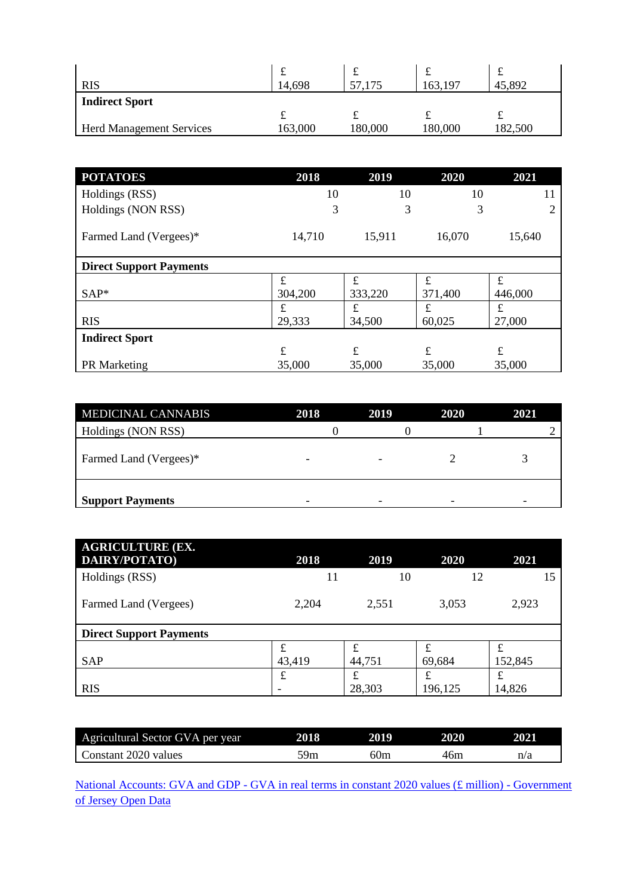| | | | | |
|---|---|---|---|---|
| RIS | £ 14,698 | £ 57,175 | £ 163,197 | £ 45,892 |
| **Indirect Sport** | | | | |
| Herd Management Services | £ 163,000 | £ 180,000 | £ 180,000 | £ 182,500 |

| **POTATOES** | **2018** | **2019** | **2020** | **2021** |
|---|---|---|---|---|
| Holdings (RSS) | 10 | 10 | 10 | 11 |
| Holdings (NON RSS) | 3 | 3 | 3 | 2 |
| Farmed Land (Vergees)* | 14,710 | 15,911 | 16,070 | 15,640 |
| **Direct Support Payments** | | | | |
| SAP* | £ 304,200 | £ 333,220 | £ 371,400 | £ 446,000 |
| RIS | £ 29,333 | £ 34,500 | £ 60,025 | £ 27,000 |
| **Indirect Sport** | | | | |
| PR Marketing | £ 35,000 | £ 35,000 | £ 35,000 | £ 35,000 |

| MEDICINAL CANNABIS | **2018** | **2019** | **2020** | **2021** |
|---|---|---|---|---|
| Holdings (NON RSS) | 0 | 0 | 1 | 2 |
| Farmed Land (Vergees)* | - | - | 2 | 3 |
| **Support Payments** | - | - | - | - |

| **AGRICULTURE (EX. DAIRY/POTATO)** | **2018** | **2019** | **2020** | **2021** |
|---|---|---|---|---|
| Holdings (RSS) | 11 | 10 | 12 | 15 |
| Farmed Land (Vergees) | 2,204 | 2,551 | 3,053 | 2,923 |
| **Direct Support Payments** | | | | |
| SAP | £ 43,419 | £ 44,751 | £ 69,684 | £ 152,845 |
| RIS | £ - | £ 28,303 | £ 196,125 | £ 14,826 |

| Agricultural Sector GVA per year | **2018** | **2019** | **2020** | **2021** |
|---|---|---|---|---|
| Constant 2020 values | 59m | 60m | 46m | n/a |

[National Accounts: GVA and GDP - GVA in real terms in constant 2020 values (£ million) - Government of Jersey Open Data]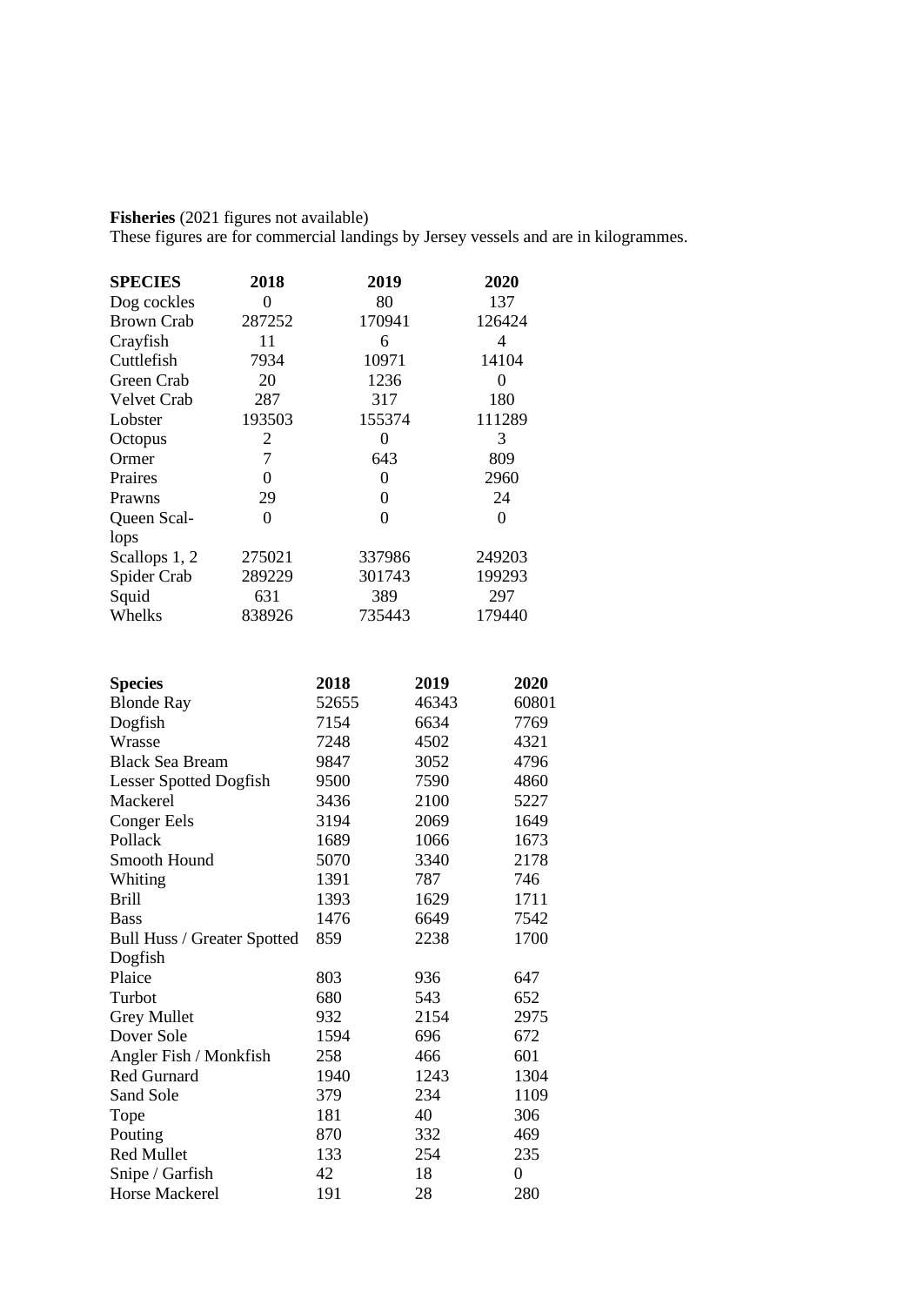**Fisheries** (2021 figures not available)
These figures are for commercial landings by Jersey vessels and are in kilogrammes.

| **SPECIES** | **2018** | **2019** | **2020** |
|---|---|---|---|
| Dog cockles | 0 | 80 | 137 |
| Brown Crab | 287252 | 170941 | 126424 |
| Crayfish | 11 | 6 | 4 |
| Cuttlefish | 7934 | 10971 | 14104 |
| Green Crab | 20 | 1236 | 0 |
| Velvet Crab | 287 | 317 | 180 |
| Lobster | 193503 | 155374 | 111289 |
| Octopus | 2 | 0 | 3 |
| Ormer | 7 | 643 | 809 |
| Praires | 0 | 0 | 2960 |
| Prawns | 29 | 0 | 24 |
| Queen Scallops | 0 | 0 | 0 |
| Scallops 1, 2 | 275021 | 337986 | 249203 |
| Spider Crab | 289229 | 301743 | 199293 |
| Squid | 631 | 389 | 297 |
| Whelks | 838926 | 735443 | 179440 |

| **Species** | **2018** | **2019** | **2020** |
|---|---|---|---|
| Blonde Ray | 52655 | 46343 | 60801 |
| Dogfish | 7154 | 6634 | 7769 |
| Wrasse | 7248 | 4502 | 4321 |
| Black Sea Bream | 9847 | 3052 | 4796 |
| Lesser Spotted Dogfish | 9500 | 7590 | 4860 |
| Mackerel | 3436 | 2100 | 5227 |
| Conger Eels | 3194 | 2069 | 1649 |
| Pollack | 1689 | 1066 | 1673 |
| Smooth Hound | 5070 | 3340 | 2178 |
| Whiting | 1391 | 787 | 746 |
| Brill | 1393 | 1629 | 1711 |
| Bass | 1476 | 6649 | 7542 |
| Bull Huss / Greater Spotted Dogfish | 859 | 2238 | 1700 |
| Plaice | 803 | 936 | 647 |
| Turbot | 680 | 543 | 652 |
| Grey Mullet | 932 | 2154 | 2975 |
| Dover Sole | 1594 | 696 | 672 |
| Angler Fish / Monkfish | 258 | 466 | 601 |
| Red Gurnard | 1940 | 1243 | 1304 |
| Sand Sole | 379 | 234 | 1109 |
| Tope | 181 | 40 | 306 |
| Pouting | 870 | 332 | 469 |
| Red Mullet | 133 | 254 | 235 |
| Snipe / Garfish | 42 | 18 | 0 |
| Horse Mackerel | 191 | 28 | 280 |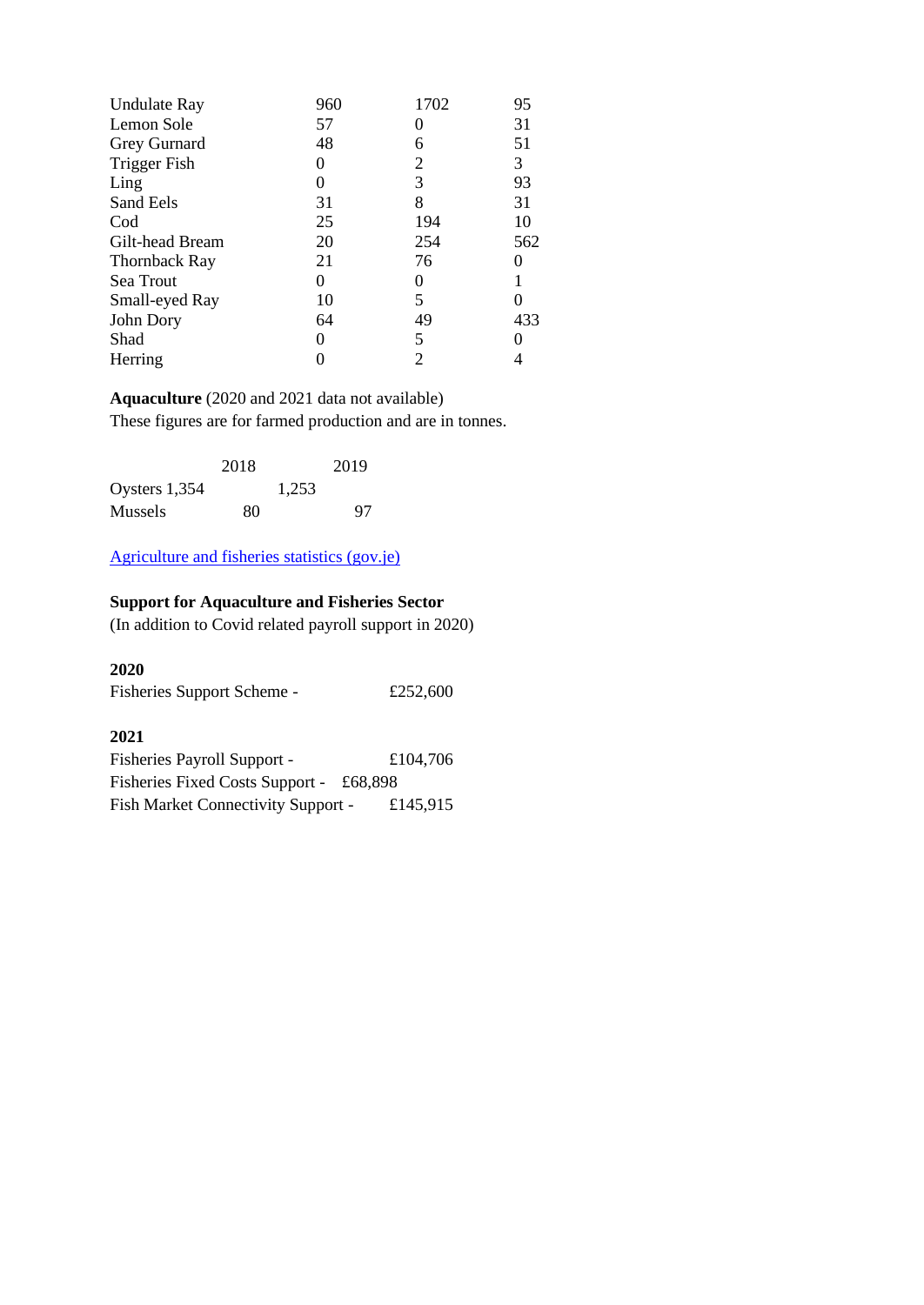| | | | |
|---|---|---|---|
| Undulate Ray | 960 | 1702 | 95 |
| Lemon Sole | 57 | 0 | 31 |
| Grey Gurnard | 48 | 6 | 51 |
| Trigger Fish | 0 | 2 | 3 |
| Ling | 0 | 3 | 93 |
| Sand Eels | 31 | 8 | 31 |
| Cod | 25 | 194 | 10 |
| Gilt-head Bream | 20 | 254 | 562 |
| Thornback Ray | 21 | 76 | 0 |
| Sea Trout | 0 | 0 | 1 |
| Small-eyed Ray | 10 | 5 | 0 |
| John Dory | 64 | 49 | 433 |
| Shad | 0 | 5 | 0 |
| Herring | 0 | 2 | 4 |

**Aquaculture** (2020 and 2021 data not available)
These figures are for farmed production and are in tonnes.

| | 2018 | 2019 |
|---|---|---|
| Oysters | 1,354 | 1,253 |
| Mussels | 80 | 97 |

[Agriculture and fisheries statistics (gov.je)]

**Support for Aquaculture and Fisheries Sector**
(In addition to Covid related payroll support in 2020)

**2020**

Fisheries Support Scheme - £252,600

**2021**

Fisheries Payroll Support - £104,706
Fisheries Fixed Costs Support - £68,898
Fish Market Connectivity Support - £145,915